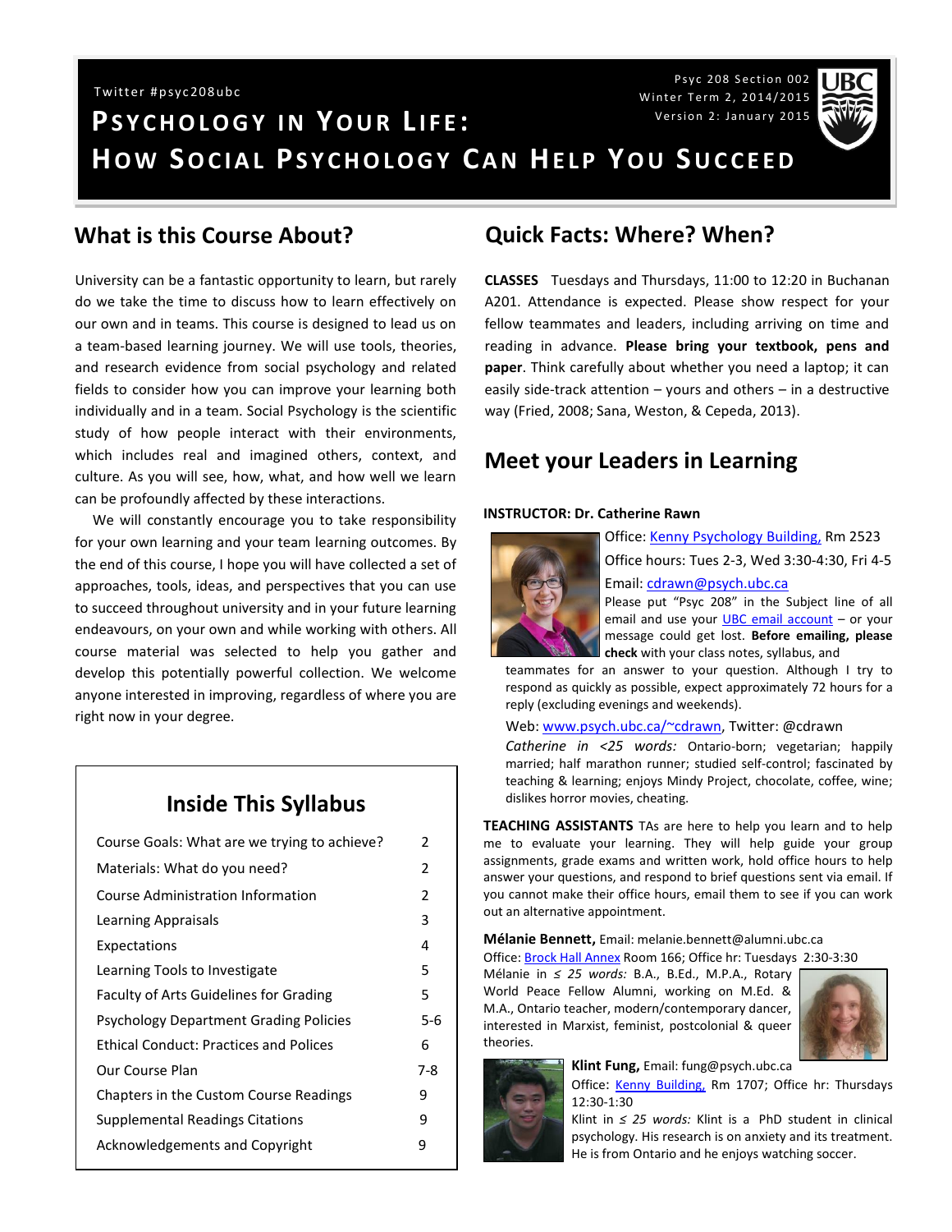Twitter #psyc208ubc

Psyc 208 Section 002
Winter Term 2, 2014/2015
Version 2: January 2015

# Psychology in Your Life: How Social Psychology Can Help You Succeed

## What is this Course About?

University can be a fantastic opportunity to learn, but rarely do we take the time to discuss how to learn effectively on our own and in teams. This course is designed to lead us on a team-based learning journey. We will use tools, theories, and research evidence from social psychology and related fields to consider how you can improve your learning both individually and in a team. Social Psychology is the scientific study of how people interact with their environments, which includes real and imagined others, context, and culture. As you will see, how, what, and how well we learn can be profoundly affected by these interactions.

We will constantly encourage you to take responsibility for your own learning and your team learning outcomes. By the end of this course, I hope you will have collected a set of approaches, tools, ideas, and perspectives that you can use to succeed throughout university and in your future learning endeavours, on your own and while working with others. All course material was selected to help you gather and develop this potentially powerful collection. We welcome anyone interested in improving, regardless of where you are right now in your degree.

### Inside This Syllabus

| | |
|---|---|
| Course Goals: What are we trying to achieve? | 2 |
| Materials: What do you need? | 2 |
| Course Administration Information | 2 |
| Learning Appraisals | 3 |
| Expectations | 4 |
| Learning Tools to Investigate | 5 |
| Faculty of Arts Guidelines for Grading | 5 |
| Psychology Department Grading Policies | 5-6 |
| Ethical Conduct: Practices and Polices | 6 |
| Our Course Plan | 7-8 |
| Chapters in the Custom Course Readings | 9 |
| Supplemental Readings Citations | 9 |
| Acknowledgements and Copyright | 9 |

## Quick Facts: Where? When?

**CLASSES** Tuesdays and Thursdays, 11:00 to 12:20 in Buchanan A201. Attendance is expected. Please show respect for your fellow teammates and leaders, including arriving on time and reading in advance. **Please bring your textbook, pens and paper**. Think carefully about whether you need a laptop; it can easily side-track attention – yours and others – in a destructive way (Fried, 2008; Sana, Weston, & Cepeda, 2013).

## Meet your Leaders in Learning

**INSTRUCTOR: Dr. Catherine Rawn**

Office: Kenny Psychology Building, Rm 2523

Office hours: Tues 2-3, Wed 3:30-4:30, Fri 4-5

Email: cdrawn@psych.ubc.ca

Please put "Psyc 208" in the Subject line of all email and use your UBC email account – or your message could get lost. **Before emailing, please check** with your class notes, syllabus, and teammates for an answer to your question. Although I try to respond as quickly as possible, expect approximately 72 hours for a reply (excluding evenings and weekends).

Web: www.psych.ubc.ca/~cdrawn, Twitter: @cdrawn

*Catherine in <25 words:* Ontario-born; vegetarian; happily married; half marathon runner; studied self-control; fascinated by teaching & learning; enjoys Mindy Project, chocolate, coffee, wine; dislikes horror movies, cheating.

**TEACHING ASSISTANTS** TAs are here to help you learn and to help me to evaluate your learning. They will help guide your group assignments, grade exams and written work, hold office hours to help answer your questions, and respond to brief questions sent via email. If you cannot make their office hours, email them to see if you can work out an alternative appointment.

**Mélanie Bennett,** Email: melanie.bennett@alumni.ubc.ca
Office: Brock Hall Annex Room 166; Office hr: Tuesdays 2:30-3:30
Mélanie in *≤ 25 words:* B.A., B.Ed., M.P.A., Rotary World Peace Fellow Alumni, working on M.Ed. & M.A., Ontario teacher, modern/contemporary dancer, interested in Marxist, feminist, postcolonial & queer theories.

**Klint Fung,** Email: fung@psych.ubc.ca
Office: Kenny Building, Rm 1707; Office hr: Thursdays 12:30-1:30
Klint in *≤ 25 words:* Klint is a PhD student in clinical psychology. His research is on anxiety and its treatment. He is from Ontario and he enjoys watching soccer.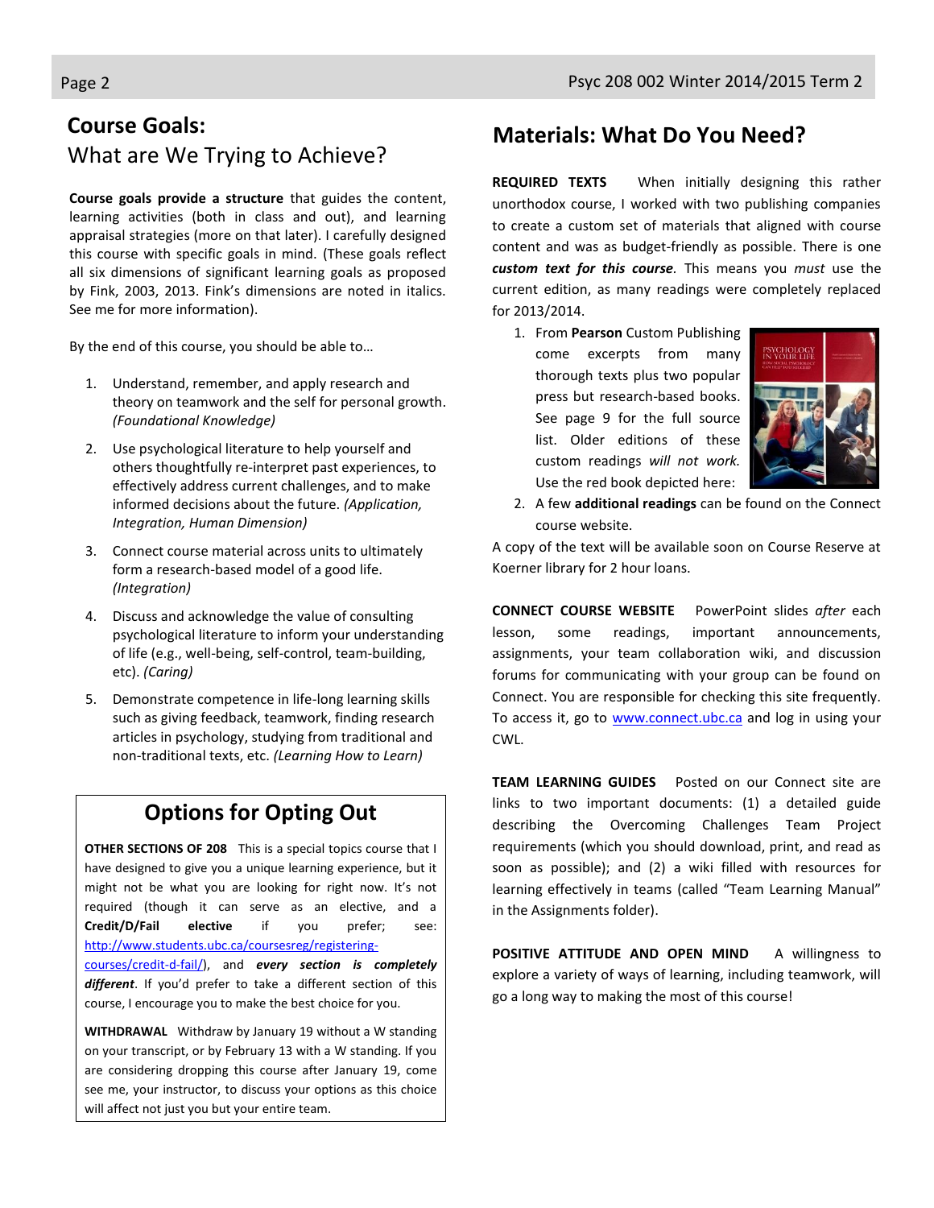## Course Goals:
### What are We Trying to Achieve?

**Course goals provide a structure** that guides the content, learning activities (both in class and out), and learning appraisal strategies (more on that later). I carefully designed this course with specific goals in mind. (These goals reflect all six dimensions of significant learning goals as proposed by Fink, 2003, 2013. Fink's dimensions are noted in italics. See me for more information).

By the end of this course, you should be able to…

1. Understand, remember, and apply research and theory on teamwork and the self for personal growth. *(Foundational Knowledge)*
2. Use psychological literature to help yourself and others thoughtfully re-interpret past experiences, to effectively address current challenges, and to make informed decisions about the future. *(Application, Integration, Human Dimension)*
3. Connect course material across units to ultimately form a research-based model of a good life. *(Integration)*
4. Discuss and acknowledge the value of consulting psychological literature to inform your understanding of life (e.g., well-being, self-control, team-building, etc). *(Caring)*
5. Demonstrate competence in life-long learning skills such as giving feedback, teamwork, finding research articles in psychology, studying from traditional and non-traditional texts, etc. *(Learning How to Learn)*

### Options for Opting Out

**OTHER SECTIONS OF 208** This is a special topics course that I have designed to give you a unique learning experience, but it might not be what you are looking for right now. It's not required (though it can serve as an elective, and a **Credit/D/Fail elective** if you prefer; see: http://www.students.ubc.ca/coursesreg/registering-courses/credit-d-fail/), and ***every section is completely different***. If you'd prefer to take a different section of this course, I encourage you to make the best choice for you.

**WITHDRAWAL** Withdraw by January 19 without a W standing on your transcript, or by February 13 with a W standing. If you are considering dropping this course after January 19, come see me, your instructor, to discuss your options as this choice will affect not just you but your entire team.

## Materials: What Do You Need?

**REQUIRED TEXTS** When initially designing this rather unorthodox course, I worked with two publishing companies to create a custom set of materials that aligned with course content and was as budget-friendly as possible. There is one ***custom text for this course***. This means you *must* use the current edition, as many readings were completely replaced for 2013/2014.

1. From **Pearson** Custom Publishing come excerpts from many thorough texts plus two popular press but research-based books. See page 9 for the full source list. Older editions of these custom readings *will not work.* Use the red book depicted here:
2. A few **additional readings** can be found on the Connect course website.

A copy of the text will be available soon on Course Reserve at Koerner library for 2 hour loans.

**CONNECT COURSE WEBSITE** PowerPoint slides *after* each lesson, some readings, important announcements, assignments, your team collaboration wiki, and discussion forums for communicating with your group can be found on Connect. You are responsible for checking this site frequently. To access it, go to www.connect.ubc.ca and log in using your CWL.

**TEAM LEARNING GUIDES** Posted on our Connect site are links to two important documents: (1) a detailed guide describing the Overcoming Challenges Team Project requirements (which you should download, print, and read as soon as possible); and (2) a wiki filled with resources for learning effectively in teams (called "Team Learning Manual" in the Assignments folder).

**POSITIVE ATTITUDE AND OPEN MIND** A willingness to explore a variety of ways of learning, including teamwork, will go a long way to making the most of this course!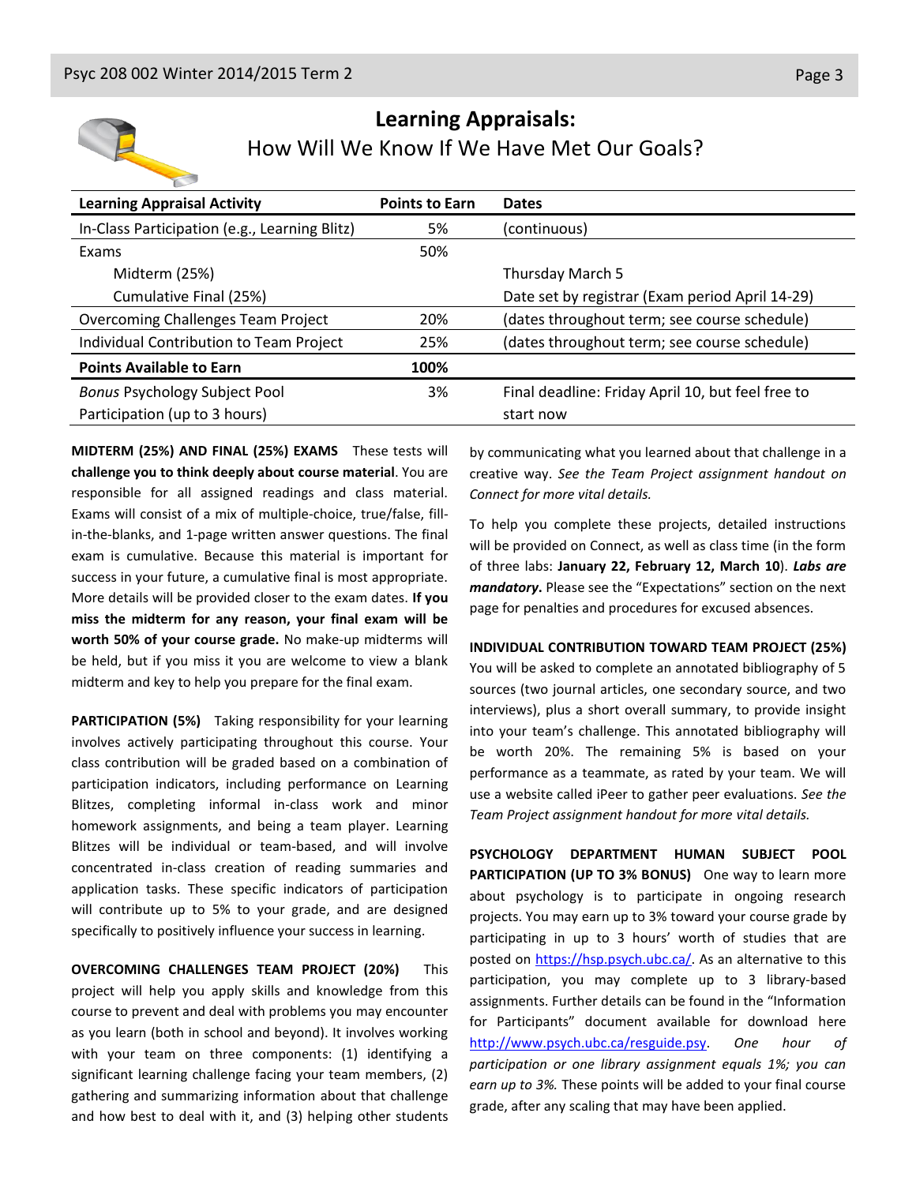# Learning Appraisals:

## How Will We Know If We Have Met Our Goals?

| Learning Appraisal Activity | Points to Earn | Dates |
|---|---|---|
| In-Class Participation (e.g., Learning Blitz) | 5% | (continuous) |
| Exams | 50% | |
| Midterm (25%) | | Thursday March 5 |
| Cumulative Final (25%) | | Date set by registrar (Exam period April 14-29) |
| Overcoming Challenges Team Project | 20% | (dates throughout term; see course schedule) |
| Individual Contribution to Team Project | 25% | (dates throughout term; see course schedule) |
| **Points Available to Earn** | **100%** | |
| *Bonus* Psychology Subject Pool Participation (up to 3 hours) | 3% | Final deadline: Friday April 10, but feel free to start now |

**MIDTERM (25%) AND FINAL (25%) EXAMS** These tests will **challenge you to think deeply about course material**. You are responsible for all assigned readings and class material. Exams will consist of a mix of multiple-choice, true/false, fill-in-the-blanks, and 1-page written answer questions. The final exam is cumulative. Because this material is important for success in your future, a cumulative final is most appropriate. More details will be provided closer to the exam dates. **If you miss the midterm for any reason, your final exam will be worth 50% of your course grade.** No make-up midterms will be held, but if you miss it you are welcome to view a blank midterm and key to help you prepare for the final exam.

**PARTICIPATION (5%)** Taking responsibility for your learning involves actively participating throughout this course. Your class contribution will be graded based on a combination of participation indicators, including performance on Learning Blitzes, completing informal in-class work and minor homework assignments, and being a team player. Learning Blitzes will be individual or team-based, and will involve concentrated in-class creation of reading summaries and application tasks. These specific indicators of participation will contribute up to 5% to your grade, and are designed specifically to positively influence your success in learning.

**OVERCOMING CHALLENGES TEAM PROJECT (20%)** This project will help you apply skills and knowledge from this course to prevent and deal with problems you may encounter as you learn (both in school and beyond). It involves working with your team on three components: (1) identifying a significant learning challenge facing your team members, (2) gathering and summarizing information about that challenge and how best to deal with it, and (3) helping other students by communicating what you learned about that challenge in a creative way. *See the Team Project assignment handout on Connect for more vital details.*

To help you complete these projects, detailed instructions will be provided on Connect, as well as class time (in the form of three labs: **January 22, February 12, March 10**). ***Labs are mandatory.*** Please see the "Expectations" section on the next page for penalties and procedures for excused absences.

**INDIVIDUAL CONTRIBUTION TOWARD TEAM PROJECT (25%)** You will be asked to complete an annotated bibliography of 5 sources (two journal articles, one secondary source, and two interviews), plus a short overall summary, to provide insight into your team's challenge. This annotated bibliography will be worth 20%. The remaining 5% is based on your performance as a teammate, as rated by your team. We will use a website called iPeer to gather peer evaluations. *See the Team Project assignment handout for more vital details.*

**PSYCHOLOGY DEPARTMENT HUMAN SUBJECT POOL PARTICIPATION (UP TO 3% BONUS)** One way to learn more about psychology is to participate in ongoing research projects. You may earn up to 3% toward your course grade by participating in up to 3 hours' worth of studies that are posted on [https://hsp.psych.ubc.ca/](https://hsp.psych.ubc.ca/). As an alternative to this participation, you may complete up to 3 library-based assignments. Further details can be found in the "Information for Participants" document available for download here [http://www.psych.ubc.ca/resguide.psy](http://www.psych.ubc.ca/resguide.psy). *One hour of participation or one library assignment equals 1%; you can earn up to 3%.* These points will be added to your final course grade, after any scaling that may have been applied.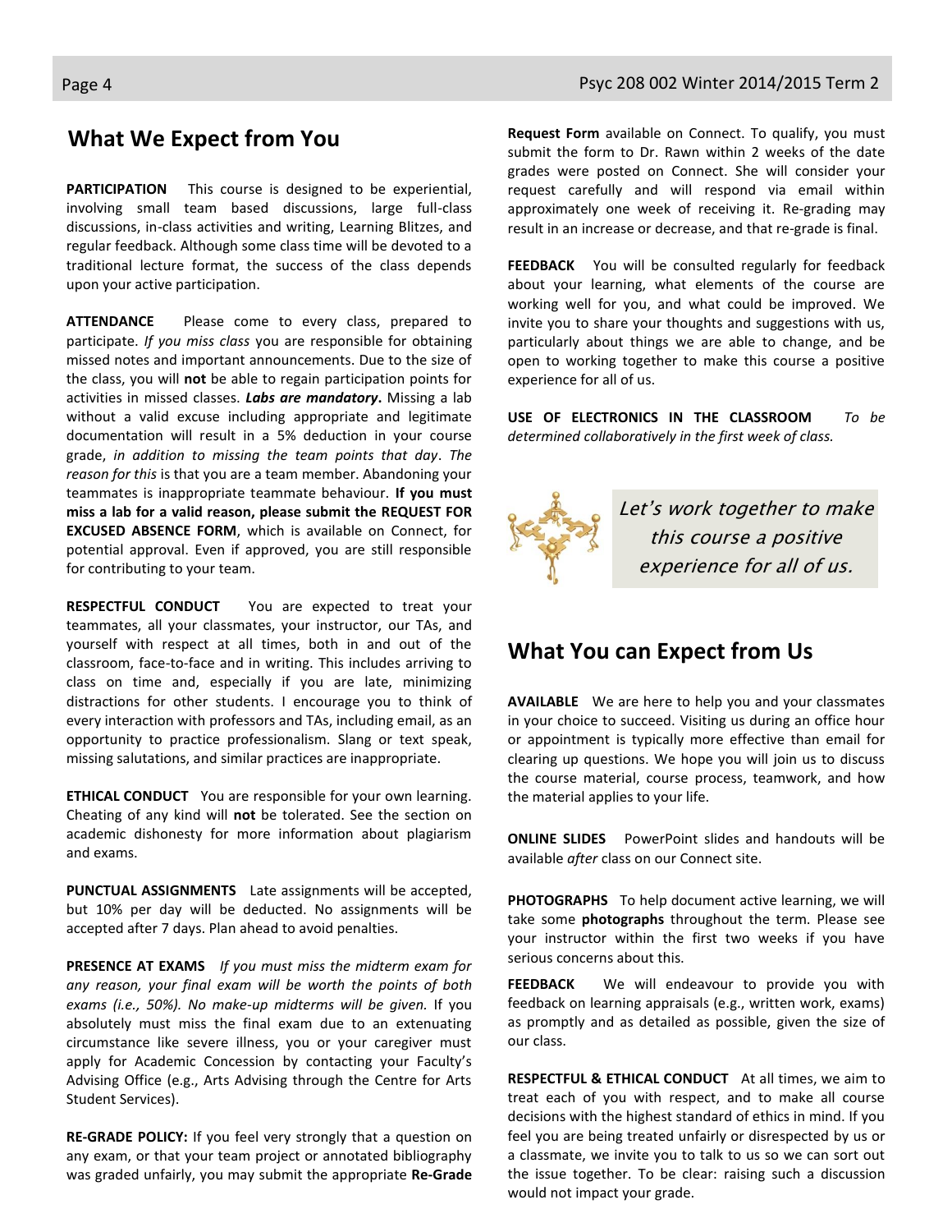## What We Expect from You

**PARTICIPATION** This course is designed to be experiential, involving small team based discussions, large full-class discussions, in-class activities and writing, Learning Blitzes, and regular feedback. Although some class time will be devoted to a traditional lecture format, the success of the class depends upon your active participation.

**ATTENDANCE** Please come to every class, prepared to participate. *If you miss class* you are responsible for obtaining missed notes and important announcements. Due to the size of the class, you will **not** be able to regain participation points for activities in missed classes. ***Labs are mandatory***. Missing a lab without a valid excuse including appropriate and legitimate documentation will result in a 5% deduction in your course grade, *in addition to missing the team points that day*. *The reason for this* is that you are a team member. Abandoning your teammates is inappropriate teammate behaviour. **If you must miss a lab for a valid reason, please submit the REQUEST FOR EXCUSED ABSENCE FORM**, which is available on Connect, for potential approval. Even if approved, you are still responsible for contributing to your team.

**RESPECTFUL CONDUCT** You are expected to treat your teammates, all your classmates, your instructor, our TAs, and yourself with respect at all times, both in and out of the classroom, face-to-face and in writing. This includes arriving to class on time and, especially if you are late, minimizing distractions for other students. I encourage you to think of every interaction with professors and TAs, including email, as an opportunity to practice professionalism. Slang or text speak, missing salutations, and similar practices are inappropriate.

**ETHICAL CONDUCT** You are responsible for your own learning. Cheating of any kind will **not** be tolerated. See the section on academic dishonesty for more information about plagiarism and exams.

**PUNCTUAL ASSIGNMENTS** Late assignments will be accepted, but 10% per day will be deducted. No assignments will be accepted after 7 days. Plan ahead to avoid penalties.

**PRESENCE AT EXAMS** *If you must miss the midterm exam for any reason, your final exam will be worth the points of both exams (i.e., 50%). No make-up midterms will be given.* If you absolutely must miss the final exam due to an extenuating circumstance like severe illness, you or your caregiver must apply for Academic Concession by contacting your Faculty's Advising Office (e.g., Arts Advising through the Centre for Arts Student Services).

**RE-GRADE POLICY:** If you feel very strongly that a question on any exam, or that your team project or annotated bibliography was graded unfairly, you may submit the appropriate **Re-Grade Request Form** available on Connect. To qualify, you must submit the form to Dr. Rawn within 2 weeks of the date grades were posted on Connect. She will consider your request carefully and will respond via email within approximately one week of receiving it. Re-grading may result in an increase or decrease, and that re-grade is final.

**FEEDBACK** You will be consulted regularly for feedback about your learning, what elements of the course are working well for you, and what could be improved. We invite you to share your thoughts and suggestions with us, particularly about things we are able to change, and be open to working together to make this course a positive experience for all of us.

**USE OF ELECTRONICS IN THE CLASSROOM** *To be determined collaboratively in the first week of class.*

*Let's work together to make this course a positive experience for all of us.*

## What You can Expect from Us

**AVAILABLE** We are here to help you and your classmates in your choice to succeed. Visiting us during an office hour or appointment is typically more effective than email for clearing up questions. We hope you will join us to discuss the course material, course process, teamwork, and how the material applies to your life.

**ONLINE SLIDES** PowerPoint slides and handouts will be available *after* class on our Connect site.

**PHOTOGRAPHS** To help document active learning, we will take some **photographs** throughout the term. Please see your instructor within the first two weeks if you have serious concerns about this.

**FEEDBACK** We will endeavour to provide you with feedback on learning appraisals (e.g., written work, exams) as promptly and as detailed as possible, given the size of our class.

**RESPECTFUL & ETHICAL CONDUCT** At all times, we aim to treat each of you with respect, and to make all course decisions with the highest standard of ethics in mind. If you feel you are being treated unfairly or disrespected by us or a classmate, we invite you to talk to us so we can sort out the issue together. To be clear: raising such a discussion would not impact your grade.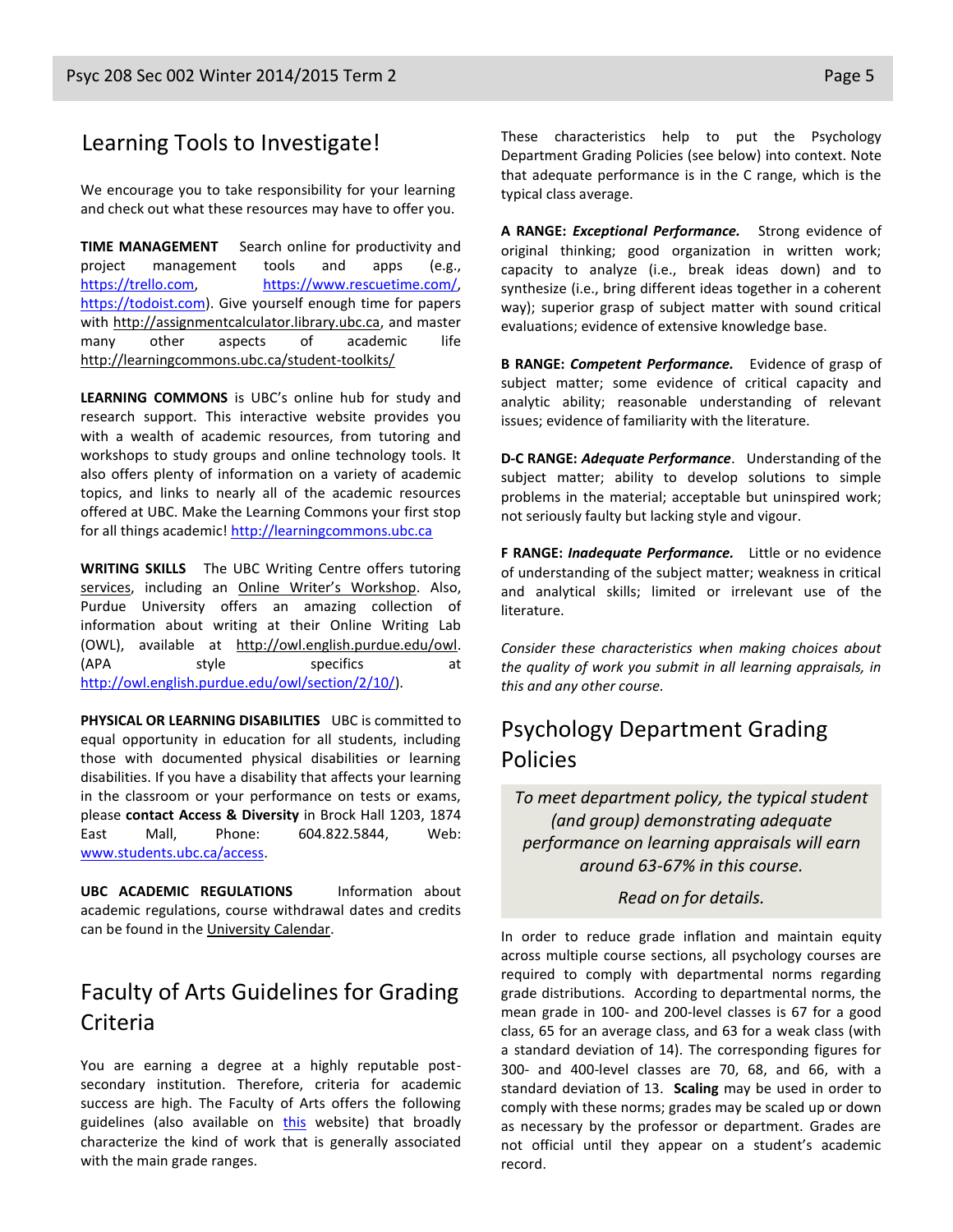## Learning Tools to Investigate!

We encourage you to take responsibility for your learning and check out what these resources may have to offer you.

**TIME MANAGEMENT** Search online for productivity and project management tools and apps (e.g., https://trello.com, https://www.rescuetime.com/, https://todoist.com). Give yourself enough time for papers with http://assignmentcalculator.library.ubc.ca, and master many other aspects of academic life http://learningcommons.ubc.ca/student-toolkits/

**LEARNING COMMONS** is UBC's online hub for study and research support. This interactive website provides you with a wealth of academic resources, from tutoring and workshops to study groups and online technology tools. It also offers plenty of information on a variety of academic topics, and links to nearly all of the academic resources offered at UBC. Make the Learning Commons your first stop for all things academic! http://learningcommons.ubc.ca

**WRITING SKILLS** The UBC Writing Centre offers tutoring services, including an Online Writer's Workshop. Also, Purdue University offers an amazing collection of information about writing at their Online Writing Lab (OWL), available at http://owl.english.purdue.edu/owl. (APA style specifics at http://owl.english.purdue.edu/owl/section/2/10/).

**PHYSICAL OR LEARNING DISABILITIES** UBC is committed to equal opportunity in education for all students, including those with documented physical disabilities or learning disabilities. If you have a disability that affects your learning in the classroom or your performance on tests or exams, please **contact Access & Diversity** in Brock Hall 1203, 1874 East Mall, Phone: 604.822.5844, Web: www.students.ubc.ca/access.

**UBC ACADEMIC REGULATIONS** Information about academic regulations, course withdrawal dates and credits can be found in the University Calendar.

## Faculty of Arts Guidelines for Grading Criteria

You are earning a degree at a highly reputable post-secondary institution. Therefore, criteria for academic success are high. The Faculty of Arts offers the following guidelines (also available on this website) that broadly characterize the kind of work that is generally associated with the main grade ranges.

These characteristics help to put the Psychology Department Grading Policies (see below) into context. Note that adequate performance is in the C range, which is the typical class average.

**A RANGE: *Exceptional Performance.*** Strong evidence of original thinking; good organization in written work; capacity to analyze (i.e., break ideas down) and to synthesize (i.e., bring different ideas together in a coherent way); superior grasp of subject matter with sound critical evaluations; evidence of extensive knowledge base.

**B RANGE: *Competent Performance.*** Evidence of grasp of subject matter; some evidence of critical capacity and analytic ability; reasonable understanding of relevant issues; evidence of familiarity with the literature.

**D-C RANGE: *Adequate Performance*.** Understanding of the subject matter; ability to develop solutions to simple problems in the material; acceptable but uninspired work; not seriously faulty but lacking style and vigour.

**F RANGE: *Inadequate Performance.*** Little or no evidence of understanding of the subject matter; weakness in critical and analytical skills; limited or irrelevant use of the literature.

*Consider these characteristics when making choices about the quality of work you submit in all learning appraisals, in this and any other course.*

## Psychology Department Grading Policies

*To meet department policy, the typical student (and group) demonstrating adequate performance on learning appraisals will earn around 63-67% in this course.*

*Read on for details.*

In order to reduce grade inflation and maintain equity across multiple course sections, all psychology courses are required to comply with departmental norms regarding grade distributions. According to departmental norms, the mean grade in 100- and 200-level classes is 67 for a good class, 65 for an average class, and 63 for a weak class (with a standard deviation of 14). The corresponding figures for 300- and 400-level classes are 70, 68, and 66, with a standard deviation of 13. **Scaling** may be used in order to comply with these norms; grades may be scaled up or down as necessary by the professor or department. Grades are not official until they appear on a student's academic record.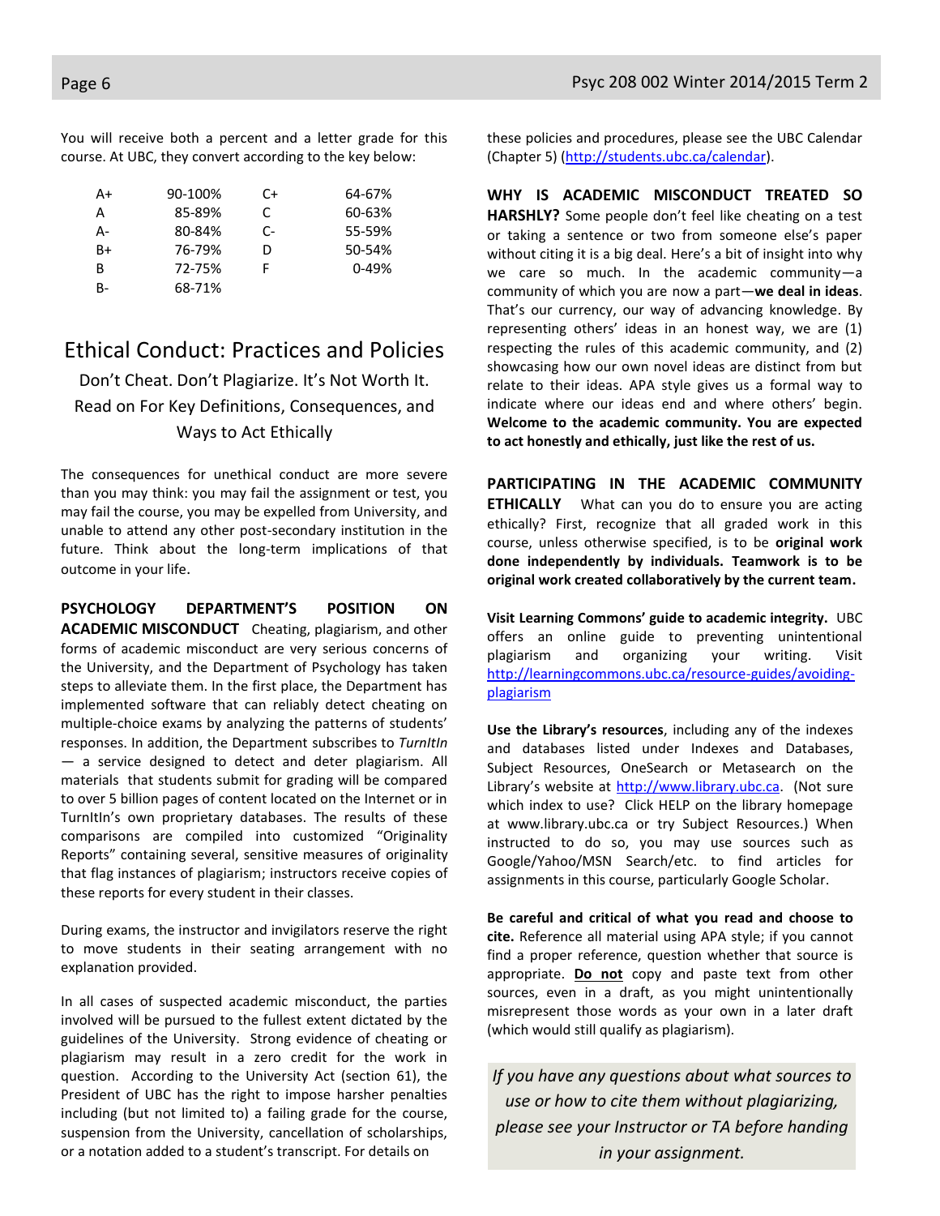You will receive both a percent and a letter grade for this course. At UBC, they convert according to the key below:

| | | | |
|---|---|---|---|
| A+ | 90-100% | C+ | 64-67% |
| A | 85-89% | C | 60-63% |
| A- | 80-84% | C- | 55-59% |
| B+ | 76-79% | D | 50-54% |
| B | 72-75% | F | 0-49% |
| B- | 68-71% | | |

# Ethical Conduct: Practices and Policies

Don't Cheat. Don't Plagiarize. It's Not Worth It.
Read on For Key Definitions, Consequences, and Ways to Act Ethically

The consequences for unethical conduct are more severe than you may think: you may fail the assignment or test, you may fail the course, you may be expelled from University, and unable to attend any other post-secondary institution in the future. Think about the long-term implications of that outcome in your life.

**PSYCHOLOGY DEPARTMENT'S POSITION ON ACADEMIC MISCONDUCT** Cheating, plagiarism, and other forms of academic misconduct are very serious concerns of the University, and the Department of Psychology has taken steps to alleviate them. In the first place, the Department has implemented software that can reliably detect cheating on multiple-choice exams by analyzing the patterns of students' responses. In addition, the Department subscribes to *TurnItIn* — a service designed to detect and deter plagiarism. All materials that students submit for grading will be compared to over 5 billion pages of content located on the Internet or in TurnItIn's own proprietary databases. The results of these comparisons are compiled into customized "Originality Reports" containing several, sensitive measures of originality that flag instances of plagiarism; instructors receive copies of these reports for every student in their classes.

During exams, the instructor and invigilators reserve the right to move students in their seating arrangement with no explanation provided.

In all cases of suspected academic misconduct, the parties involved will be pursued to the fullest extent dictated by the guidelines of the University. Strong evidence of cheating or plagiarism may result in a zero credit for the work in question. According to the University Act (section 61), the President of UBC has the right to impose harsher penalties including (but not limited to) a failing grade for the course, suspension from the University, cancellation of scholarships, or a notation added to a student's transcript. For details on these policies and procedures, please see the UBC Calendar (Chapter 5) (http://students.ubc.ca/calendar).

**WHY IS ACADEMIC MISCONDUCT TREATED SO HARSHLY?** Some people don't feel like cheating on a test or taking a sentence or two from someone else's paper without citing it is a big deal. Here's a bit of insight into why we care so much. In the academic community—a community of which you are now a part—**we deal in ideas**. That's our currency, our way of advancing knowledge. By representing others' ideas in an honest way, we are (1) respecting the rules of this academic community, and (2) showcasing how our own novel ideas are distinct from but relate to their ideas. APA style gives us a formal way to indicate where our ideas end and where others' begin. **Welcome to the academic community. You are expected to act honestly and ethically, just like the rest of us.**

**PARTICIPATING IN THE ACADEMIC COMMUNITY ETHICALLY** What can you do to ensure you are acting ethically? First, recognize that all graded work in this course, unless otherwise specified, is to be **original work done independently by individuals. Teamwork is to be original work created collaboratively by the current team.**

**Visit Learning Commons' guide to academic integrity.** UBC offers an online guide to preventing unintentional plagiarism and organizing your writing. Visit http://learningcommons.ubc.ca/resource-guides/avoiding-plagiarism

**Use the Library's resources**, including any of the indexes and databases listed under Indexes and Databases, Subject Resources, OneSearch or Metasearch on the Library's website at http://www.library.ubc.ca. (Not sure which index to use? Click HELP on the library homepage at www.library.ubc.ca or try Subject Resources.) When instructed to do so, you may use sources such as Google/Yahoo/MSN Search/etc. to find articles for assignments in this course, particularly Google Scholar.

**Be careful and critical of what you read and choose to cite.** Reference all material using APA style; if you cannot find a proper reference, question whether that source is appropriate. <u>**Do not**</u> copy and paste text from other sources, even in a draft, as you might unintentionally misrepresent those words as your own in a later draft (which would still qualify as plagiarism).

*If you have any questions about what sources to use or how to cite them without plagiarizing, please see your Instructor or TA before handing in your assignment.*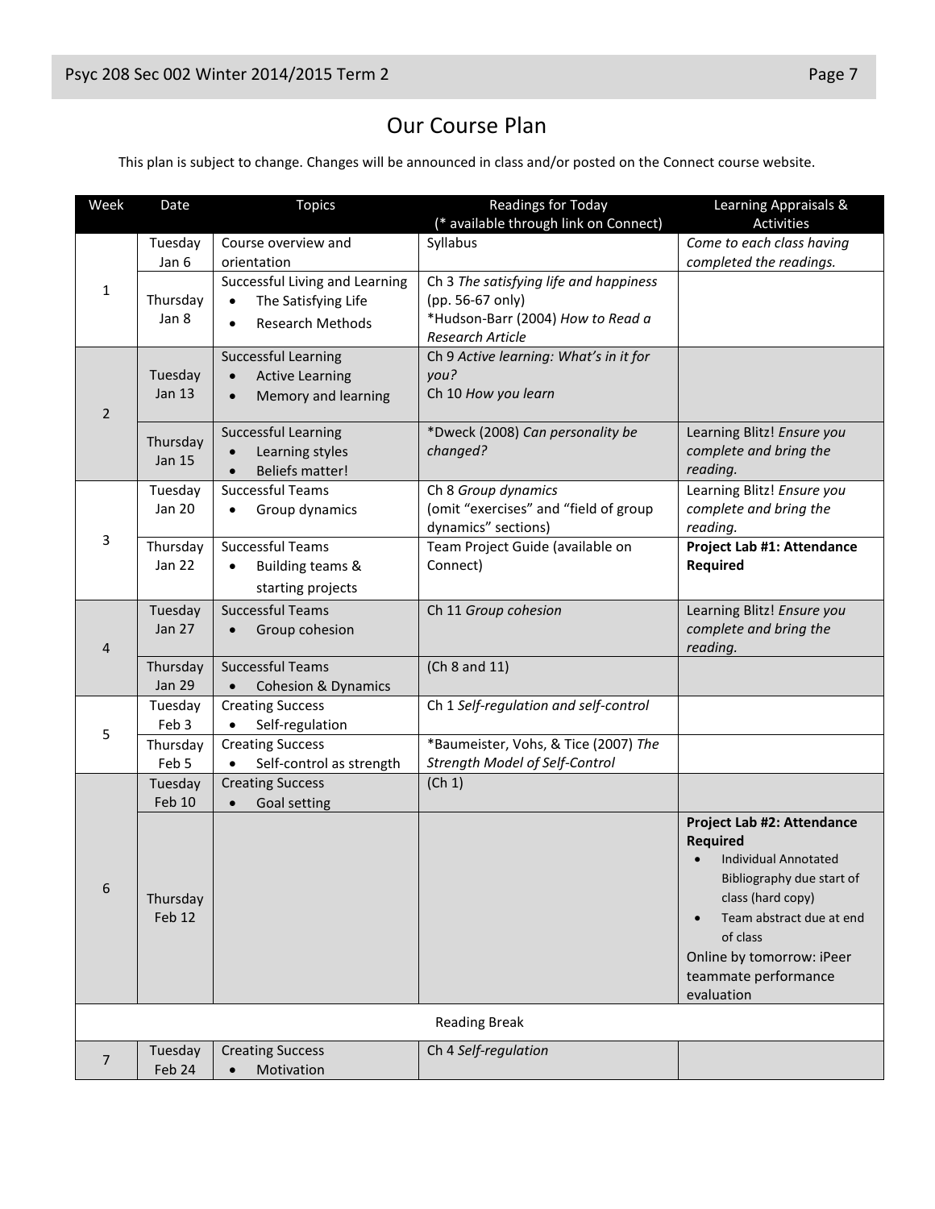# Our Course Plan

This plan is subject to change. Changes will be announced in class and/or posted on the Connect course website.

| Week | Date | Topics | Readings for Today (* available through link on Connect) | Learning Appraisals & Activities |
|---|---|---|---|---|
| 1 | Tuesday Jan 6 | Course overview and orientation | Syllabus | *Come to each class having completed the readings.* |
| | Thursday Jan 8 | Successful Living and Learning<br>• The Satisfying Life<br>• Research Methods | Ch 3 *The satisfying life and happiness* (pp. 56-67 only)<br>*Hudson-Barr (2004) *How to Read a Research Article* | |
| 2 | Tuesday Jan 13 | Successful Learning<br>• Active Learning<br>• Memory and learning | Ch 9 *Active learning: What's in it for you?*<br>Ch 10 *How you learn* | |
| | Thursday Jan 15 | Successful Learning<br>• Learning styles<br>• Beliefs matter! | *Dweck (2008) *Can personality be changed?* | Learning Blitz! *Ensure you complete and bring the reading.* |
| 3 | Tuesday Jan 20 | Successful Teams<br>• Group dynamics | Ch 8 *Group dynamics*<br>(omit "exercises" and "field of group dynamics" sections) | Learning Blitz! *Ensure you complete and bring the reading.* |
| | Thursday Jan 22 | Successful Teams<br>• Building teams & starting projects | Team Project Guide (available on Connect) | **Project Lab #1: Attendance Required** |
| 4 | Tuesday Jan 27 | Successful Teams<br>• Group cohesion | Ch 11 *Group cohesion* | Learning Blitz! *Ensure you complete and bring the reading.* |
| | Thursday Jan 29 | Successful Teams<br>• Cohesion & Dynamics | (Ch 8 and 11) | |
| 5 | Tuesday Feb 3 | Creating Success<br>• Self-regulation | Ch 1 *Self-regulation and self-control* | |
| | Thursday Feb 5 | Creating Success<br>• Self-control as strength | *Baumeister, Vohs, & Tice (2007) *The Strength Model of Self-Control* | |
| 6 | Tuesday Feb 10 | Creating Success<br>• Goal setting | (Ch 1) | |
| | Thursday Feb 12 | | | **Project Lab #2: Attendance Required**<br>• Individual Annotated Bibliography due start of class (hard copy)<br>• Team abstract due at end of class<br>Online by tomorrow: iPeer teammate performance evaluation |
| | | Reading Break | | |
| 7 | Tuesday Feb 24 | Creating Success<br>• Motivation | Ch 4 *Self-regulation* | |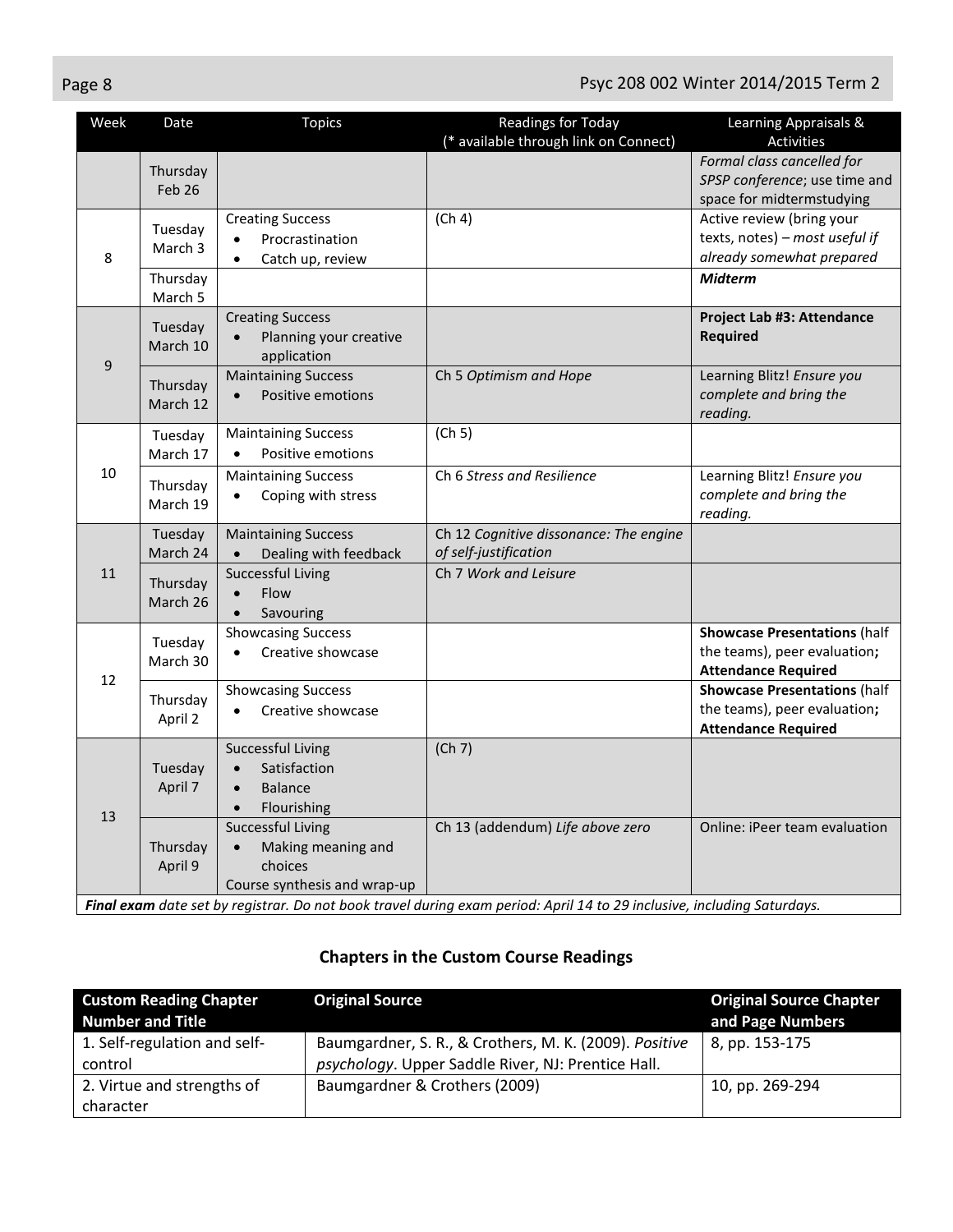| Week | Date | Topics | Readings for Today (* available through link on Connect) | Learning Appraisals & Activities |
|---|---|---|---|---|
| | Thursday Feb 26 | | | *Formal class cancelled for SPSP conference*; use time and space for midtermstudying |
| 8 | Tuesday March 3 | Creating Success<br>• Procrastination<br>• Catch up, review | (Ch 4) | Active review (bring your texts, notes) – *most useful if already somewhat prepared* |
| | Thursday March 5 | | | ***Midterm*** |
| 9 | Tuesday March 10 | Creating Success<br>• Planning your creative application | | **Project Lab #3: Attendance Required** |
| | Thursday March 12 | Maintaining Success<br>• Positive emotions | Ch 5 *Optimism and Hope* | Learning Blitz! *Ensure you complete and bring the reading.* |
| 10 | Tuesday March 17 | Maintaining Success<br>• Positive emotions | (Ch 5) | |
| | Thursday March 19 | Maintaining Success<br>• Coping with stress | Ch 6 *Stress and Resilience* | Learning Blitz! *Ensure you complete and bring the reading.* |
| 11 | Tuesday March 24 | Maintaining Success<br>• Dealing with feedback | Ch 12 *Cognitive dissonance: The engine of self-justification* | |
| | Thursday March 26 | Successful Living<br>• Flow<br>• Savouring | Ch 7 *Work and Leisure* | |
| 12 | Tuesday March 30 | Showcasing Success<br>• Creative showcase | | **Showcase Presentations** (half the teams), peer evaluation**; Attendance Required** |
| | Thursday April 2 | Showcasing Success<br>• Creative showcase | | **Showcase Presentations** (half the teams), peer evaluation**; Attendance Required** |
| 13 | Tuesday April 7 | Successful Living<br>• Satisfaction<br>• Balance<br>• Flourishing | (Ch 7) | |
| | Thursday April 9 | Successful Living<br>• Making meaning and choices<br>Course synthesis and wrap-up | Ch 13 (addendum) *Life above zero* | Online: iPeer team evaluation |

***Final exam** date set by registrar. Do not book travel during exam period: April 14 to 29 inclusive, including Saturdays.*

## Chapters in the Custom Course Readings

| Custom Reading Chapter Number and Title | Original Source | Original Source Chapter and Page Numbers |
|---|---|---|
| 1. Self-regulation and self-control | Baumgardner, S. R., & Crothers, M. K. (2009). *Positive psychology*. Upper Saddle River, NJ: Prentice Hall. | 8, pp. 153-175 |
| 2. Virtue and strengths of character | Baumgardner & Crothers (2009) | 10, pp. 269-294 |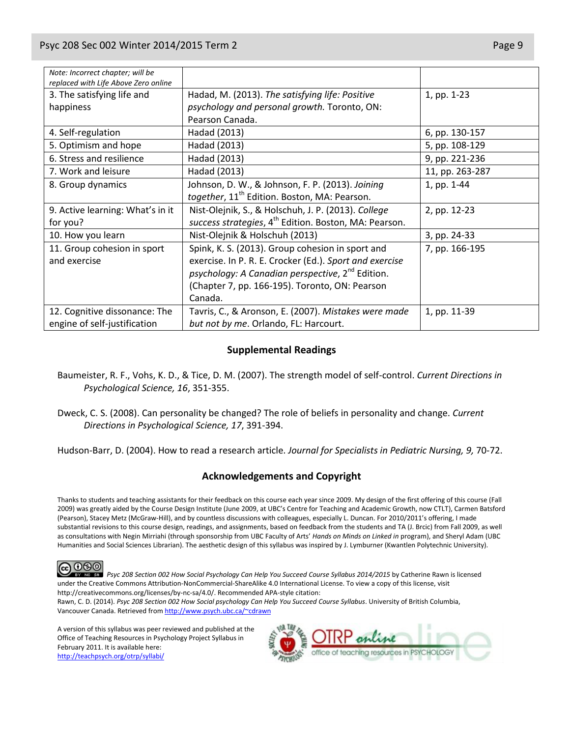| | | |
|---|---|---|
| *Note: Incorrect chapter; will be replaced with Life Above Zero online* | | |
| 3. The satisfying life and happiness | Hadad, M. (2013). *The satisfying life: Positive psychology and personal growth.* Toronto, ON: Pearson Canada. | 1, pp. 1-23 |
| 4. Self-regulation | Hadad (2013) | 6, pp. 130-157 |
| 5. Optimism and hope | Hadad (2013) | 5, pp. 108-129 |
| 6. Stress and resilience | Hadad (2013) | 9, pp. 221-236 |
| 7. Work and leisure | Hadad (2013) | 11, pp. 263-287 |
| 8. Group dynamics | Johnson, D. W., & Johnson, F. P. (2013). *Joining together*, 11th Edition. Boston, MA: Pearson. | 1, pp. 1-44 |
| 9. Active learning: What's in it for you? | Nist-Olejnik, S., & Holschuh, J. P. (2013). *College success strategies*, 4th Edition. Boston, MA: Pearson. | 2, pp. 12-23 |
| 10. How you learn | Nist-Olejnik & Holschuh (2013) | 3, pp. 24-33 |
| 11. Group cohesion in sport and exercise | Spink, K. S. (2013). Group cohesion in sport and exercise. In P. R. E. Crocker (Ed.). *Sport and exercise psychology: A Canadian perspective*, 2nd Edition. (Chapter 7, pp. 166-195). Toronto, ON: Pearson Canada. | 7, pp. 166-195 |
| 12. Cognitive dissonance: The engine of self-justification | Tavris, C., & Aronson, E. (2007). *Mistakes were made but not by me*. Orlando, FL: Harcourt. | 1, pp. 11-39 |

## Supplemental Readings

Baumeister, R. F., Vohs, K. D., & Tice, D. M. (2007). The strength model of self-control. *Current Directions in Psychological Science, 16*, 351-355.

Dweck, C. S. (2008). Can personality be changed? The role of beliefs in personality and change. *Current Directions in Psychological Science, 17*, 391-394.

Hudson-Barr, D. (2004). How to read a research article. *Journal for Specialists in Pediatric Nursing, 9,* 70-72.

## Acknowledgements and Copyright

Thanks to students and teaching assistants for their feedback on this course each year since 2009. My design of the first offering of this course (Fall 2009) was greatly aided by the Course Design Institute (June 2009, at UBC's Centre for Teaching and Academic Growth, now CTLT), Carmen Batsford (Pearson), Stacey Metz (McGraw-Hill), and by countless discussions with colleagues, especially L. Duncan. For 2010/2011's offering, I made substantial revisions to this course design, readings, and assignments, based on feedback from the students and TA (J. Brcic) from Fall 2009, as well as consultations with Negin Mirriahi (through sponsorship from UBC Faculty of Arts' *Hands on Minds on Linked in* program), and Sheryl Adam (UBC Humanities and Social Sciences Librarian). The aesthetic design of this syllabus was inspired by J. Lymburner (Kwantlen Polytechnic University).

*Psyc 208 Section 002 How Social Psychology Can Help You Succeed Course Syllabus 2014/2015* by Catherine Rawn is licensed under the Creative Commons Attribution-NonCommercial-ShareAlike 4.0 International License. To view a copy of this license, visit http://creativecommons.org/licenses/by-nc-sa/4.0/. Recommended APA-style citation:
Rawn, C. D. (2014). *Psyc 208 Section 002 How Social psychology Can Help You Succeed Course Syllabus*. University of British Columbia, Vancouver Canada. Retrieved from http://www.psych.ubc.ca/~cdrawn

A version of this syllabus was peer reviewed and published at the Office of Teaching Resources in Psychology Project Syllabus in February 2011. It is available here: http://teachpsych.org/otrp/syllabi/